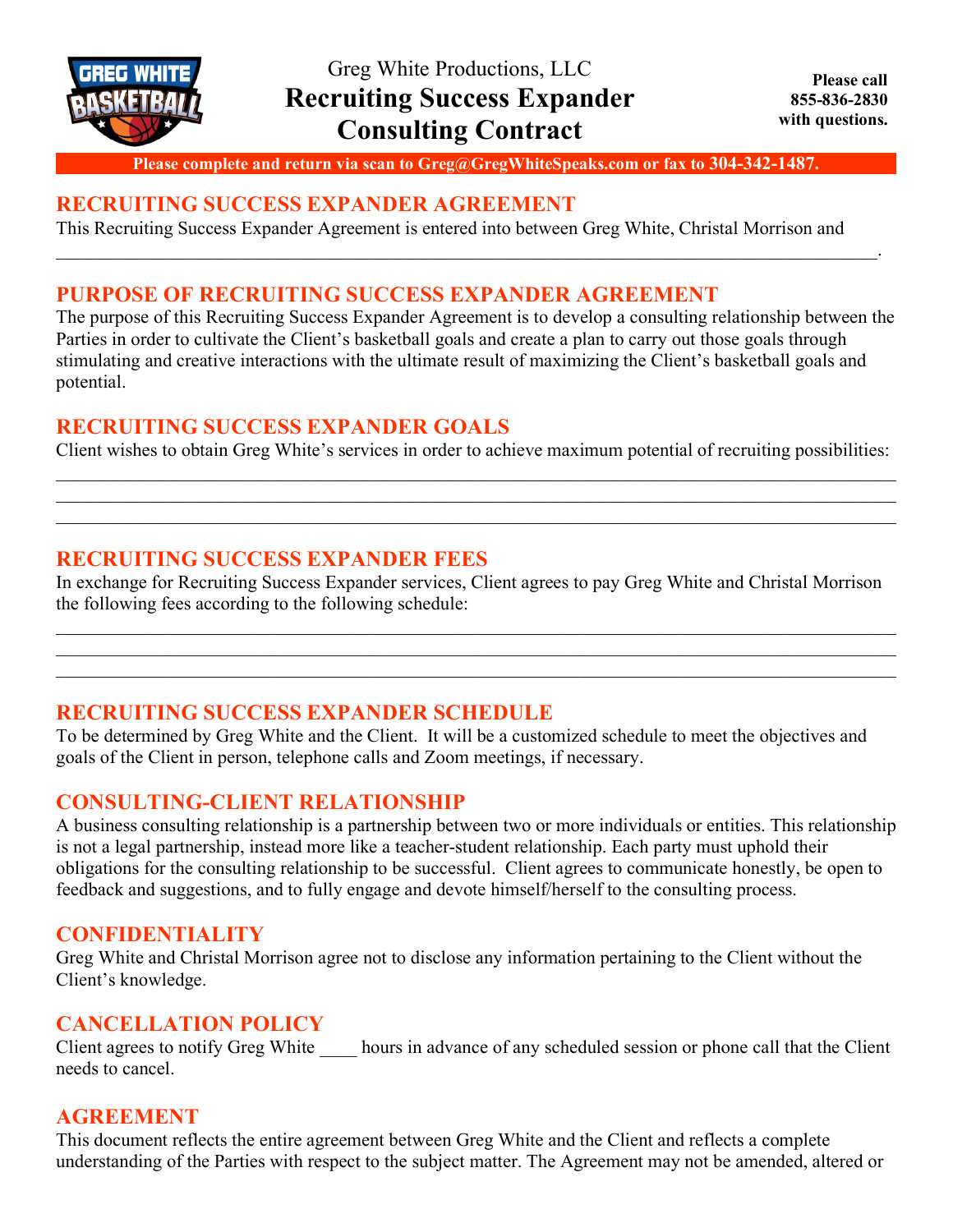Greg White Productions, LLC

# Recruiting Success Expander Consulting Contract

**Please call 855-836-2830 with questions.**

**Please complete and return via scan to Greg@GregWhiteSpeaks.com or fax to 304-342-1487.**

## RECRUITING SUCCESS EXPANDER AGREEMENT

This Recruiting Success Expander Agreement is entered into between Greg White, Christal Morrison and ______________________________________________________________________________.

## PURPOSE OF RECRUITING SUCCESS EXPANDER AGREEMENT

The purpose of this Recruiting Success Expander Agreement is to develop a consulting relationship between the Parties in order to cultivate the Client's basketball goals and create a plan to carry out those goals through stimulating and creative interactions with the ultimate result of maximizing the Client's basketball goals and potential.

## RECRUITING SUCCESS EXPANDER GOALS

Client wishes to obtain Greg White's services in order to achieve maximum potential of recruiting possibilities:

______________________________________________________________________________

______________________________________________________________________________

______________________________________________________________________________

## RECRUITING SUCCESS EXPANDER FEES

In exchange for Recruiting Success Expander services, Client agrees to pay Greg White and Christal Morrison the following fees according to the following schedule:

______________________________________________________________________________

______________________________________________________________________________

______________________________________________________________________________

## RECRUITING SUCCESS EXPANDER SCHEDULE

To be determined by Greg White and the Client. It will be a customized schedule to meet the objectives and goals of the Client in person, telephone calls and Zoom meetings, if necessary.

## CONSULTING-CLIENT RELATIONSHIP

A business consulting relationship is a partnership between two or more individuals or entities. This relationship is not a legal partnership, instead more like a teacher-student relationship. Each party must uphold their obligations for the consulting relationship to be successful. Client agrees to communicate honestly, be open to feedback and suggestions, and to fully engage and devote himself/herself to the consulting process.

## CONFIDENTIALITY

Greg White and Christal Morrison agree not to disclose any information pertaining to the Client without the Client's knowledge.

## CANCELLATION POLICY

Client agrees to notify Greg White ____ hours in advance of any scheduled session or phone call that the Client needs to cancel.

## AGREEMENT

This document reflects the entire agreement between Greg White and the Client and reflects a complete understanding of the Parties with respect to the subject matter. The Agreement may not be amended, altered or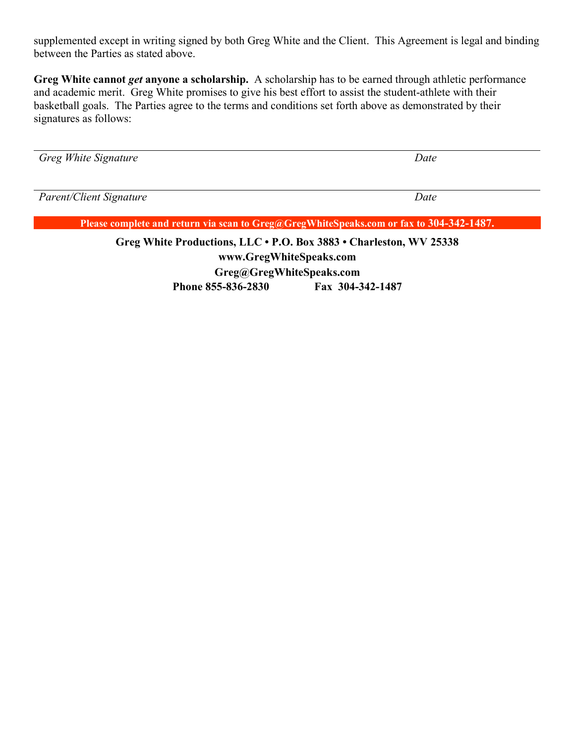supplemented except in writing signed by both Greg White and the Client. This Agreement is legal and binding between the Parties as stated above.

**Greg White cannot *get* anyone a scholarship.** A scholarship has to be earned through athletic performance and academic merit. Greg White promises to give his best effort to assist the student-athlete with their basketball goals. The Parties agree to the terms and conditions set forth above as demonstrated by their signatures as follows:

---

*Greg White Signature* *Date*

---

*Parent/Client Signature* *Date*

**Please complete and return via scan to Greg@GregWhiteSpeaks.com or fax to 304-342-1487.**

**Greg White Productions, LLC • P.O. Box 3883 • Charleston, WV 25338**
**www.GregWhiteSpeaks.com**
**Greg@GregWhiteSpeaks.com**
**Phone 855-836-2830 Fax 304-342-1487**